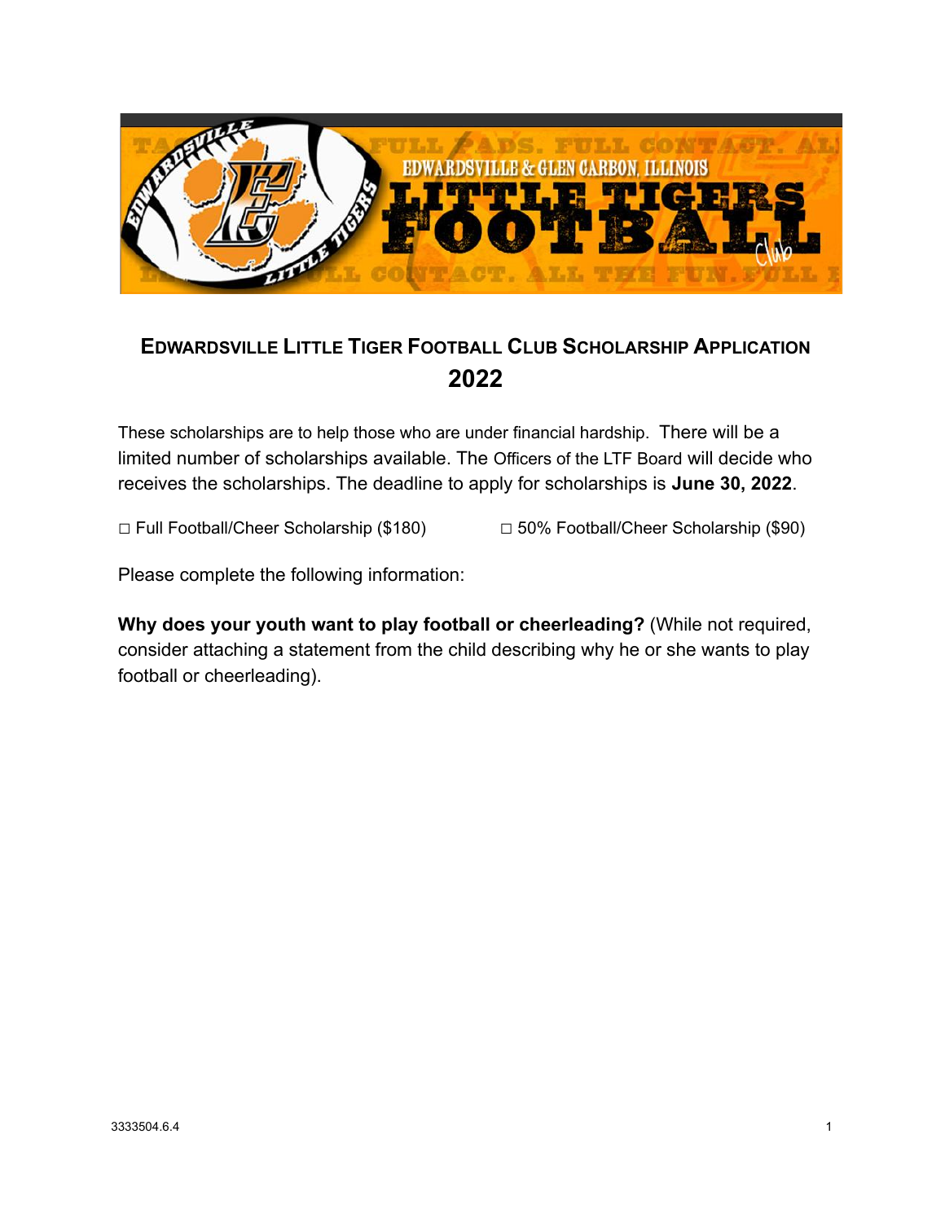# Edwardsville Little Tiger Football Club Scholarship Application

## 2022

These scholarships are to help those who are under financial hardship. There will be a limited number of scholarships available. The Officers of the LTF Board will decide who receives the scholarships. The deadline to apply for scholarships is **June 30, 2022**.

□ Full Football/Cheer Scholarship ($180) □ 50% Football/Cheer Scholarship ($90)

Please complete the following information:

**Why does your youth want to play football or cheerleading?** (While not required, consider attaching a statement from the child describing why he or she wants to play football or cheerleading).

3333504.6.4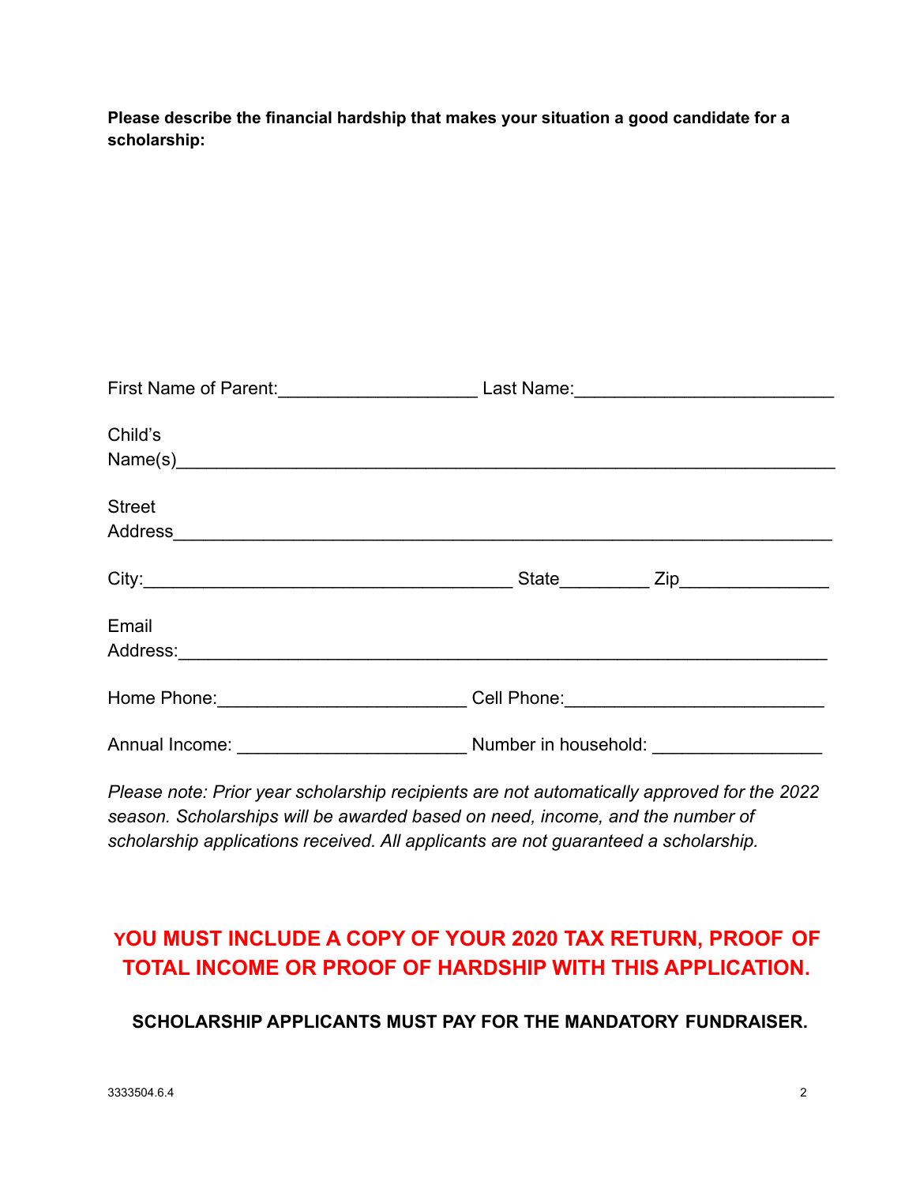**Please describe the financial hardship that makes your situation a good candidate for a scholarship:**

First Name of Parent:____________________ Last Name:_________________________

Child's Name(s)_________________________________________________________________

Street Address_________________________________________________________________

City:____________________________________ State_________ Zip_______________

Email Address:_________________________________________________________________

Home Phone:________________________ Cell Phone:_________________________

Annual Income: ______________________ Number in household: ________________

*Please note: Prior year scholarship recipients are not automatically approved for the 2022 season. Scholarships will be awarded based on need, income, and the number of scholarship applications received. All applicants are not guaranteed a scholarship.*

**YOU MUST INCLUDE A COPY OF YOUR 2020 TAX RETURN, PROOF OF TOTAL INCOME OR PROOF OF HARDSHIP WITH THIS APPLICATION.**

**SCHOLARSHIP APPLICANTS MUST PAY FOR THE MANDATORY FUNDRAISER.**

3333504.6.4